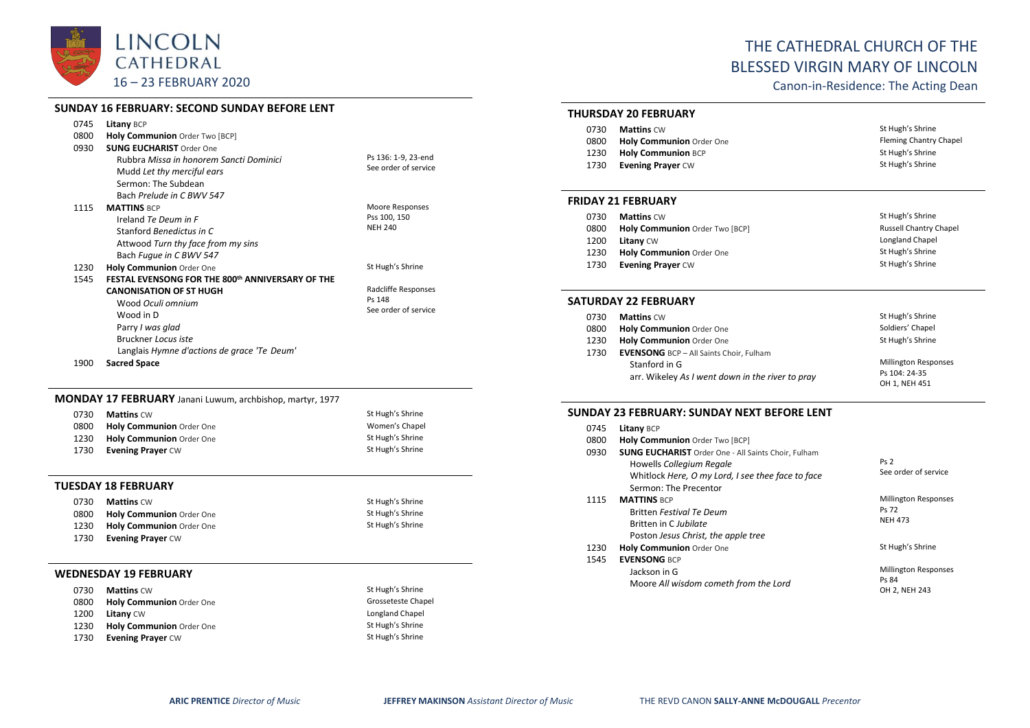# LINCOLN CATHEDRAL

16 – 23 FEBRUARY 2020

# THE CATHEDRAL CHURCH OF THE BLESSED VIRGIN MARY OF LINCOLN

Canon-in-Residence: The Acting Dean

## SUNDAY 16 FEBRUARY: SECOND SUNDAY BEFORE LENT

| | | |
|---|---|---|
| 0745 | **Litany** BCP | |
| 0800 | **Holy Communion** Order Two [BCP] | |
| 0930 | **SUNG EUCHARIST** Order One<br>Rubbra *Missa in honorem Sancti Dominici*<br>Mudd *Let thy merciful ears*<br>Sermon: The Subdean<br>Bach *Prelude in C BWV 547* | Ps 136: 1-9, 23-end<br>See order of service |
| 1115 | **MATTINS** BCP<br>Ireland *Te Deum in F*<br>Stanford *Benedictus in C*<br>Attwood *Turn thy face from my sins*<br>Bach *Fugue in C BWV 547* | Moore Responses<br>Pss 100, 150<br>NEH 240 |
| 1230 | **Holy Communion** Order One | St Hugh's Shrine |
| 1545 | **FESTAL EVENSONG FOR THE 800th ANNIVERSARY OF THE CANONISATION OF ST HUGH**<br>Wood *Oculi omnium*<br>Wood in D<br>Parry *I was glad*<br>Bruckner *Locus iste*<br>Langlais *Hymne d'actions de grace 'Te Deum'* | Radcliffe Responses<br>Ps 148<br>See order of service |
| 1900 | **Sacred Space** | |

## MONDAY 17 FEBRUARY Janani Luwum, archbishop, martyr, 1977

| | | |
|---|---|---|
| 0730 | **Mattins** CW | St Hugh's Shrine |
| 0800 | **Holy Communion** Order One | Women's Chapel |
| 1230 | **Holy Communion** Order One | St Hugh's Shrine |
| 1730 | **Evening Prayer** CW | St Hugh's Shrine |

## TUESDAY 18 FEBRUARY

| | | |
|---|---|---|
| 0730 | **Mattins** CW | St Hugh's Shrine |
| 0800 | **Holy Communion** Order One | St Hugh's Shrine |
| 1230 | **Holy Communion** Order One | St Hugh's Shrine |
| 1730 | **Evening Prayer** CW | |

## WEDNESDAY 19 FEBRUARY

| | | |
|---|---|---|
| 0730 | **Mattins** CW | St Hugh's Shrine |
| 0800 | **Holy Communion** Order One | Grosseteste Chapel |
| 1200 | **Litany** CW | Longland Chapel |
| 1230 | **Holy Communion** Order One | St Hugh's Shrine |
| 1730 | **Evening Prayer** CW | St Hugh's Shrine |

## THURSDAY 20 FEBRUARY

| | | |
|---|---|---|
| 0730 | **Mattins** CW | St Hugh's Shrine |
| 0800 | **Holy Communion** Order One | Fleming Chantry Chapel |
| 1230 | **Holy Communion** BCP | St Hugh's Shrine |
| 1730 | **Evening Prayer** CW | St Hugh's Shrine |

## FRIDAY 21 FEBRUARY

| | | |
|---|---|---|
| 0730 | **Mattins** CW | St Hugh's Shrine |
| 0800 | **Holy Communion** Order Two [BCP] | Russell Chantry Chapel |
| 1200 | **Litany** CW | Longland Chapel |
| 1230 | **Holy Communion** Order One | St Hugh's Shrine |
| 1730 | **Evening Prayer** CW | St Hugh's Shrine |

## SATURDAY 22 FEBRUARY

| | | |
|---|---|---|
| 0730 | **Mattins** CW | St Hugh's Shrine |
| 0800 | **Holy Communion** Order One | Soldiers' Chapel |
| 1230 | **Holy Communion** Order One | St Hugh's Shrine |
| 1730 | **EVENSONG** BCP – All Saints Choir, Fulham<br>Stanford in G<br>arr. Wikeley *As I went down in the river to pray* | Millington Responses<br>Ps 104: 24-35<br>OH 1, NEH 451 |

## SUNDAY 23 FEBRUARY: SUNDAY NEXT BEFORE LENT

| | | |
|---|---|---|
| 0745 | **Litany** BCP | |
| 0800 | **Holy Communion** Order Two [BCP] | |
| 0930 | **SUNG EUCHARIST** Order One - All Saints Choir, Fulham<br>Howells *Collegium Regale*<br>Whitlock *Here, O my Lord, I see thee face to face*<br>Sermon: The Precentor | Ps 2<br>See order of service |
| 1115 | **MATTINS** BCP<br>Britten *Festival Te Deum*<br>Britten in C *Jubilate*<br>Poston *Jesus Christ, the apple tree* | Millington Responses<br>Ps 72<br>NEH 473 |
| 1230 | **Holy Communion** Order One | St Hugh's Shrine |
| 1545 | **EVENSONG** BCP<br>Jackson in G<br>Moore *All wisdom cometh from the Lord* | Millington Responses<br>Ps 84<br>OH 2, NEH 243 |

**ARIC PRENTICE** *Director of Music* — **JEFFREY MAKINSON** *Assistant Director of Music* — THE REVD CANON **SALLY-ANNE McDOUGALL** *Precentor*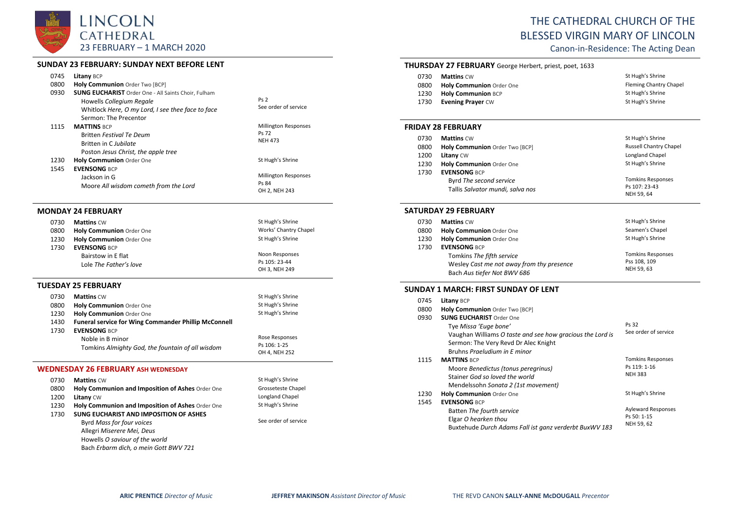# LINCOLN CATHEDRAL

23 FEBRUARY – 1 MARCH 2020

# THE CATHEDRAL CHURCH OF THE BLESSED VIRGIN MARY OF LINCOLN

Canon-in-Residence: The Acting Dean

## SUNDAY 23 FEBRUARY: SUNDAY NEXT BEFORE LENT

| | | |
|---|---|---|
| 0745 | **Litany** BCP | |
| 0800 | **Holy Communion** Order Two [BCP] | |
| 0930 | **SUNG EUCHARIST** Order One - All Saints Choir, Fulham<br>Howells *Collegium Regale*<br>Whitlock *Here, O my Lord, I see thee face to face*<br>Sermon: The Precentor | Ps 2<br>See order of service |
| 1115 | **MATTINS** BCP<br>Britten *Festival Te Deum*<br>Britten in C *Jubilate*<br>Poston *Jesus Christ, the apple tree* | Millington Responses<br>Ps 72<br>NEH 473 |
| 1230 | **Holy Communion** Order One | St Hugh's Shrine |
| 1545 | **EVENSONG** BCP<br>Jackson in G<br>Moore *All wisdom cometh from the Lord* | Millington Responses<br>Ps 84<br>OH 2, NEH 243 |

## MONDAY 24 FEBRUARY

| | | |
|---|---|---|
| 0730 | **Mattins** CW | St Hugh's Shrine |
| 0800 | **Holy Communion** Order One | Works' Chantry Chapel |
| 1230 | **Holy Communion** Order One | St Hugh's Shrine |
| 1730 | **EVENSONG** BCP<br>Bairstow in E flat<br>Lole *The Father's love* | Noon Responses<br>Ps 105: 23-44<br>OH 3, NEH 249 |

## TUESDAY 25 FEBRUARY

| | | |
|---|---|---|
| 0730 | **Mattins** CW | St Hugh's Shrine |
| 0800 | **Holy Communion** Order One | St Hugh's Shrine |
| 1230 | **Holy Communion** Order One | St Hugh's Shrine |
| 1430 | **Funeral service for Wing Commander Phillip McConnell** | |
| 1730 | **EVENSONG** BCP<br>Noble in B minor<br>Tomkins *Almighty God, the fountain of all wisdom* | Rose Responses<br>Ps 106: 1-25<br>OH 4, NEH 252 |

## WEDNESDAY 26 FEBRUARY ASH WEDNESDAY

| | | |
|---|---|---|
| 0730 | **Mattins** CW | St Hugh's Shrine |
| 0800 | **Holy Communion and Imposition of Ashes** Order One | Grosseteste Chapel |
| 1200 | **Litany** CW | Longland Chapel |
| 1230 | **Holy Communion and Imposition of Ashes** Order One | St Hugh's Shrine |
| 1730 | **SUNG EUCHARIST AND IMPOSITION OF ASHES**<br>Byrd *Mass for four voices*<br>Allegri *Miserere Mei, Deus*<br>Howells *O saviour of the world*<br>Bach *Erbarm dich, o mein Gott BWV 721* | See order of service |

## THURSDAY 27 FEBRUARY George Herbert, priest, poet, 1633

| | | |
|---|---|---|
| 0730 | **Mattins** CW | St Hugh's Shrine |
| 0800 | **Holy Communion** Order One | Fleming Chantry Chapel |
| 1230 | **Holy Communion** BCP | St Hugh's Shrine |
| 1730 | **Evening Prayer** CW | St Hugh's Shrine |

## FRIDAY 28 FEBRUARY

| | | |
|---|---|---|
| 0730 | **Mattins** CW | St Hugh's Shrine |
| 0800 | **Holy Communion** Order Two [BCP] | Russell Chantry Chapel |
| 1200 | **Litany** CW | Longland Chapel |
| 1230 | **Holy Communion** Order One | St Hugh's Shrine |
| 1730 | **EVENSONG** BCP<br>Byrd *The second service*<br>Tallis *Salvator mundi, salva nos* | Tomkins Responses<br>Ps 107: 23-43<br>NEH 59, 64 |

## SATURDAY 29 FEBRUARY

| | | |
|---|---|---|
| 0730 | **Mattins** CW | St Hugh's Shrine |
| 0800 | **Holy Communion** Order One | Seamen's Chapel |
| 1230 | **Holy Communion** Order One | St Hugh's Shrine |
| 1730 | **EVENSONG** BCP<br>Tomkins *The fifth service*<br>Wesley *Cast me not away from thy presence*<br>Bach *Aus tiefer Not BWV 686* | Tomkins Responses<br>Pss 108, 109<br>NEH 59, 63 |

## SUNDAY 1 MARCH: FIRST SUNDAY OF LENT

| | | |
|---|---|---|
| 0745 | **Litany** BCP | |
| 0800 | **Holy Communion** Order Two [BCP] | |
| 0930 | **SUNG EUCHARIST** Order One<br>Tye *Missa 'Euge bone'*<br>Vaughan Williams *O taste and see how gracious the Lord is*<br>Sermon: The Very Revd Dr Alec Knight<br>Bruhns *Praeludium in E minor* | Ps 32<br>See order of service |
| 1115 | **MATTINS** BCP<br>Moore *Benedictus (tonus peregrinus)*<br>Stainer *God so loved the world*<br>Mendelssohn *Sonata 2 (1st movement)* | Tomkins Responses<br>Ps 119: 1-16<br>NEH 383 |
| 1230 | **Holy Communion** Order One | St Hugh's Shrine |
| 1545 | **EVENSONG** BCP<br>Batten *The fourth service*<br>Elgar *O hearken thou*<br>Buxtehude *Durch Adams Fall ist ganz verderbt BuxWV 183* | Ayleward Responses<br>Ps 50: 1-15<br>NEH 59, 62 |

**ARIC PRENTICE** *Director of Music* **JEFFREY MAKINSON** *Assistant Director of Music* THE REVD CANON **SALLY-ANNE McDOUGALL** *Precentor*